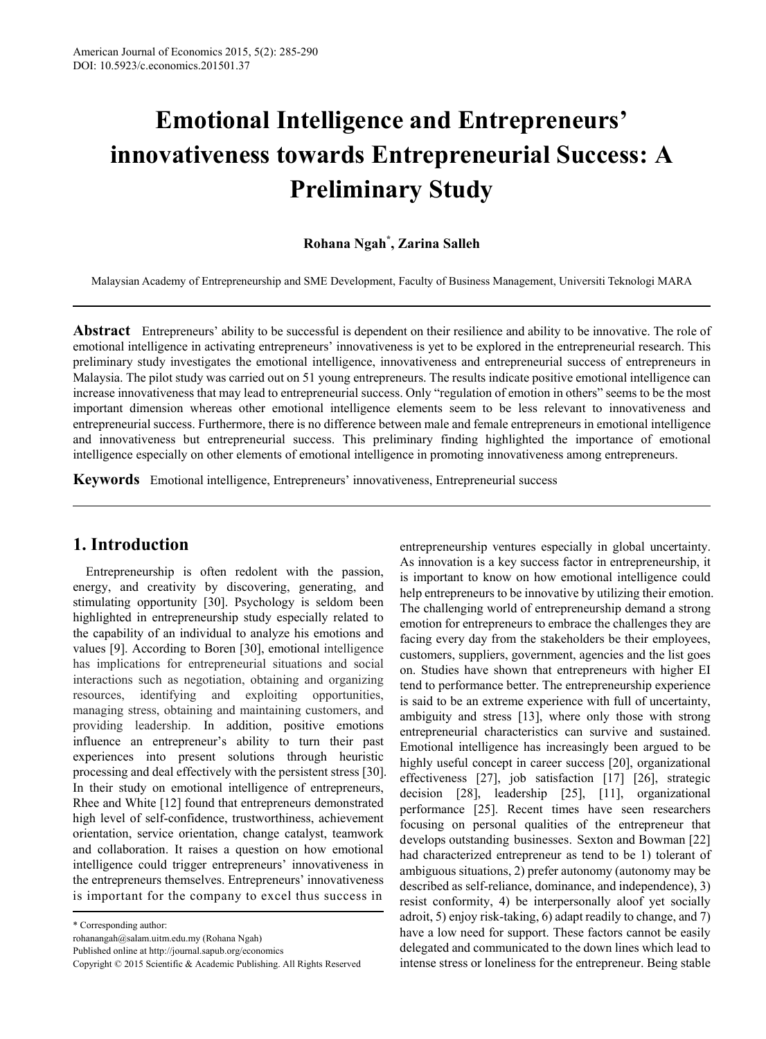# Emotional Intelligence and Entrepreneurs' innovativeness towards Entrepreneurial Success: A Preliminary Study

**Rohana Ngah*, Zarina Salleh**

Malaysian Academy of Entrepreneurship and SME Development, Faculty of Business Management, Universiti Teknologi MARA

**Abstract** Entrepreneurs' ability to be successful is dependent on their resilience and ability to be innovative. The role of emotional intelligence in activating entrepreneurs' innovativeness is yet to be explored in the entrepreneurial research. This preliminary study investigates the emotional intelligence, innovativeness and entrepreneurial success of entrepreneurs in Malaysia. The pilot study was carried out on 51 young entrepreneurs. The results indicate positive emotional intelligence can increase innovativeness that may lead to entrepreneurial success. Only "regulation of emotion in others" seems to be the most important dimension whereas other emotional intelligence elements seem to be less relevant to innovativeness and entrepreneurial success. Furthermore, there is no difference between male and female entrepreneurs in emotional intelligence and innovativeness but entrepreneurial success. This preliminary finding highlighted the importance of emotional intelligence especially on other elements of emotional intelligence in promoting innovativeness among entrepreneurs.

**Keywords** Emotional intelligence, Entrepreneurs' innovativeness, Entrepreneurial success

## 1. Introduction

Entrepreneurship is often redolent with the passion, energy, and creativity by discovering, generating, and stimulating opportunity [30]. Psychology is seldom been highlighted in entrepreneurship study especially related to the capability of an individual to analyze his emotions and values [9]. According to Boren [30], emotional intelligence has implications for entrepreneurial situations and social interactions such as negotiation, obtaining and organizing resources, identifying and exploiting opportunities, managing stress, obtaining and maintaining customers, and providing leadership. In addition, positive emotions influence an entrepreneur's ability to turn their past experiences into present solutions through heuristic processing and deal effectively with the persistent stress [30]. In their study on emotional intelligence of entrepreneurs, Rhee and White [12] found that entrepreneurs demonstrated high level of self-confidence, trustworthiness, achievement orientation, service orientation, change catalyst, teamwork and collaboration. It raises a question on how emotional intelligence could trigger entrepreneurs' innovativeness in the entrepreneurs themselves. Entrepreneurs' innovativeness is important for the company to excel thus success in entrepreneurship ventures especially in global uncertainty. As innovation is a key success factor in entrepreneurship, it is important to know on how emotional intelligence could help entrepreneurs to be innovative by utilizing their emotion. The challenging world of entrepreneurship demand a strong emotion for entrepreneurs to embrace the challenges they are facing every day from the stakeholders be their employees, customers, suppliers, government, agencies and the list goes on. Studies have shown that entrepreneurs with higher EI tend to performance better. The entrepreneurship experience is said to be an extreme experience with full of uncertainty, ambiguity and stress [13], where only those with strong entrepreneurial characteristics can survive and sustained. Emotional intelligence has increasingly been argued to be highly useful concept in career success [20], organizational effectiveness [27], job satisfaction [17] [26], strategic decision [28], leadership [25], [11], organizational performance [25]. Recent times have seen researchers focusing on personal qualities of the entrepreneur that develops outstanding businesses. Sexton and Bowman [22] had characterized entrepreneur as tend to be 1) tolerant of ambiguous situations, 2) prefer autonomy (autonomy may be described as self-reliance, dominance, and independence), 3) resist conformity, 4) be interpersonally aloof yet socially adroit, 5) enjoy risk-taking, 6) adapt readily to change, and 7) have a low need for support. These factors cannot be easily delegated and communicated to the down lines which lead to intense stress or loneliness for the entrepreneur. Being stable

* Corresponding author:
rohanangah@salam.uitm.edu.my (Rohana Ngah)
Published online at http://journal.sapub.org/economics
Copyright © 2015 Scientific & Academic Publishing. All Rights Reserved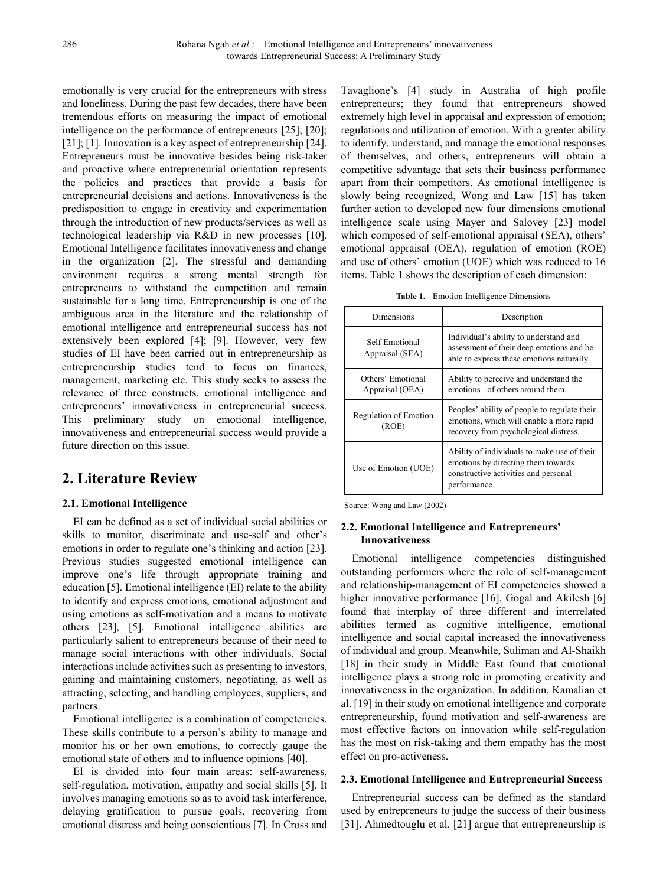emotionally is very crucial for the entrepreneurs with stress and loneliness. During the past few decades, there have been tremendous efforts on measuring the impact of emotional intelligence on the performance of entrepreneurs [25]; [20]; [21]; [1]. Innovation is a key aspect of entrepreneurship [24]. Entrepreneurs must be innovative besides being risk-taker and proactive where entrepreneurial orientation represents the policies and practices that provide a basis for entrepreneurial decisions and actions. Innovativeness is the predisposition to engage in creativity and experimentation through the introduction of new products/services as well as technological leadership via R&D in new processes [10]. Emotional Intelligence facilitates innovativeness and change in the organization [2]. The stressful and demanding environment requires a strong mental strength for entrepreneurs to withstand the competition and remain sustainable for a long time. Entrepreneurship is one of the ambiguous area in the literature and the relationship of emotional intelligence and entrepreneurial success has not extensively been explored [4]; [9]. However, very few studies of EI have been carried out in entrepreneurship as entrepreneurship studies tend to focus on finances, management, marketing etc. This study seeks to assess the relevance of three constructs, emotional intelligence and entrepreneurs' innovativeness in entrepreneurial success. This preliminary study on emotional intelligence, innovativeness and entrepreneurial success would provide a future direction on this issue.

## 2. Literature Review

### 2.1. Emotional Intelligence

EI can be defined as a set of individual social abilities or skills to monitor, discriminate and use-self and other's emotions in order to regulate one's thinking and action [23]. Previous studies suggested emotional intelligence can improve one's life through appropriate training and education [5]. Emotional intelligence (EI) relate to the ability to identify and express emotions, emotional adjustment and using emotions as self-motivation and a means to motivate others [23], [5]. Emotional intelligence abilities are particularly salient to entrepreneurs because of their need to manage social interactions with other individuals. Social interactions include activities such as presenting to investors, gaining and maintaining customers, negotiating, as well as attracting, selecting, and handling employees, suppliers, and partners.

Emotional intelligence is a combination of competencies. These skills contribute to a person's ability to manage and monitor his or her own emotions, to correctly gauge the emotional state of others and to influence opinions [40].

EI is divided into four main areas: self-awareness, self-regulation, motivation, empathy and social skills [5]. It involves managing emotions so as to avoid task interference, delaying gratification to pursue goals, recovering from emotional distress and being conscientious [7]. In Cross and Tavaglione's [4] study in Australia of high profile entrepreneurs; they found that entrepreneurs showed extremely high level in appraisal and expression of emotion; regulations and utilization of emotion. With a greater ability to identify, understand, and manage the emotional responses of themselves, and others, entrepreneurs will obtain a competitive advantage that sets their business performance apart from their competitors. As emotional intelligence is slowly being recognized, Wong and Law [15] has taken further action to developed new four dimensions emotional intelligence scale using Mayer and Salovey [23] model which composed of self-emotional appraisal (SEA), others' emotional appraisal (OEA), regulation of emotion (ROE) and use of others' emotion (UOE) which was reduced to 16 items. Table 1 shows the description of each dimension:

**Table 1.** Emotion Intelligence Dimensions

| Dimensions | Description |
|---|---|
| Self Emotional Appraisal (SEA) | Individual's ability to understand and assessment of their deep emotions and be able to express these emotions naturally. |
| Others' Emotional Appraisal (OEA) | Ability to perceive and understand the emotions of others around them. |
| Regulation of Emotion (ROE) | Peoples' ability of people to regulate their emotions, which will enable a more rapid recovery from psychological distress. |
| Use of Emotion (UOE) | Ability of individuals to make use of their emotions by directing them towards constructive activities and personal performance. |

Source: Wong and Law (2002)

### 2.2. Emotional Intelligence and Entrepreneurs' Innovativeness

Emotional intelligence competencies distinguished outstanding performers where the role of self-management and relationship-management of EI competencies showed a higher innovative performance [16]. Gogal and Akilesh [6] found that interplay of three different and interrelated abilities termed as cognitive intelligence, emotional intelligence and social capital increased the innovativeness of individual and group. Meanwhile, Suliman and Al-Shaikh [18] in their study in Middle East found that emotional intelligence plays a strong role in promoting creativity and innovativeness in the organization. In addition, Kamalian et al. [19] in their study on emotional intelligence and corporate entrepreneurship, found motivation and self-awareness are most effective factors on innovation while self-regulation has the most on risk-taking and them empathy has the most effect on pro-activeness.

### 2.3. Emotional Intelligence and Entrepreneurial Success

Entrepreneurial success can be defined as the standard used by entrepreneurs to judge the success of their business [31]. Ahmedtouglu et al. [21] argue that entrepreneurship is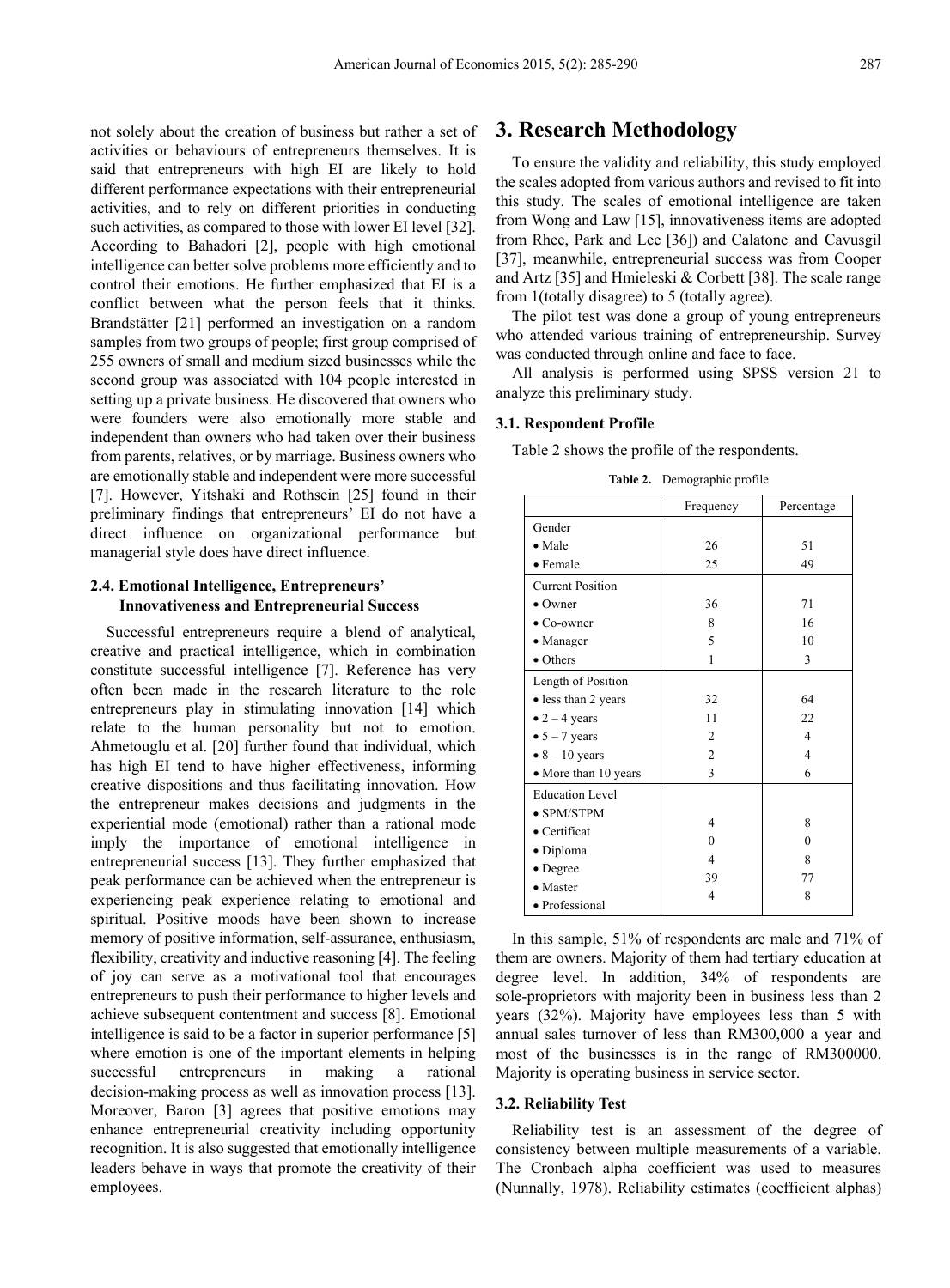not solely about the creation of business but rather a set of activities or behaviours of entrepreneurs themselves. It is said that entrepreneurs with high EI are likely to hold different performance expectations with their entrepreneurial activities, and to rely on different priorities in conducting such activities, as compared to those with lower EI level [32]. According to Bahadori [2], people with high emotional intelligence can better solve problems more efficiently and to control their emotions. He further emphasized that EI is a conflict between what the person feels that it thinks. Brandstätter [21] performed an investigation on a random samples from two groups of people; first group comprised of 255 owners of small and medium sized businesses while the second group was associated with 104 people interested in setting up a private business. He discovered that owners who were founders were also emotionally more stable and independent than owners who had taken over their business from parents, relatives, or by marriage. Business owners who are emotionally stable and independent were more successful [7]. However, Yitshaki and Rothsein [25] found in their preliminary findings that entrepreneurs' EI do not have a direct influence on organizational performance but managerial style does have direct influence.

### 2.4. Emotional Intelligence, Entrepreneurs' Innovativeness and Entrepreneurial Success

Successful entrepreneurs require a blend of analytical, creative and practical intelligence, which in combination constitute successful intelligence [7]. Reference has very often been made in the research literature to the role entrepreneurs play in stimulating innovation [14] which relate to the human personality but not to emotion. Ahmetouglu et al. [20] further found that individual, which has high EI tend to have higher effectiveness, informing creative dispositions and thus facilitating innovation. How the entrepreneur makes decisions and judgments in the experiential mode (emotional) rather than a rational mode imply the importance of emotional intelligence in entrepreneurial success [13]. They further emphasized that peak performance can be achieved when the entrepreneur is experiencing peak experience relating to emotional and spiritual. Positive moods have been shown to increase memory of positive information, self-assurance, enthusiasm, flexibility, creativity and inductive reasoning [4]. The feeling of joy can serve as a motivational tool that encourages entrepreneurs to push their performance to higher levels and achieve subsequent contentment and success [8]. Emotional intelligence is said to be a factor in superior performance [5] where emotion is one of the important elements in helping successful entrepreneurs in making a rational decision-making process as well as innovation process [13]. Moreover, Baron [3] agrees that positive emotions may enhance entrepreneurial creativity including opportunity recognition. It is also suggested that emotionally intelligence leaders behave in ways that promote the creativity of their employees.

## 3. Research Methodology

To ensure the validity and reliability, this study employed the scales adopted from various authors and revised to fit into this study. The scales of emotional intelligence are taken from Wong and Law [15], innovativeness items are adopted from Rhee, Park and Lee [36]) and Calatone and Cavusgil [37], meanwhile, entrepreneurial success was from Cooper and Artz [35] and Hmieleski & Corbett [38]. The scale range from 1(totally disagree) to 5 (totally agree).

The pilot test was done a group of young entrepreneurs who attended various training of entrepreneurship. Survey was conducted through online and face to face.

All analysis is performed using SPSS version 21 to analyze this preliminary study.

### 3.1. Respondent Profile

Table 2 shows the profile of the respondents.

**Table 2.** Demographic profile

| | Frequency | Percentage |
|---|---|---|
| Gender | | |
| • Male | 26 | 51 |
| • Female | 25 | 49 |
| Current Position | | |
| • Owner | 36 | 71 |
| • Co-owner | 8 | 16 |
| • Manager | 5 | 10 |
| • Others | 1 | 3 |
| Length of Position | | |
| • less than 2 years | 32 | 64 |
| • 2 – 4 years | 11 | 22 |
| • 5 – 7 years | 2 | 4 |
| • 8 – 10 years | 2 | 4 |
| • More than 10 years | 3 | 6 |
| Education Level | | |
| • SPM/STPM | 4 | 8 |
| • Certificat | 0 | 0 |
| • Diploma | 4 | 8 |
| • Degree | 39 | 77 |
| • Master | 4 | 8 |
| • Professional | | |

In this sample, 51% of respondents are male and 71% of them are owners. Majority of them had tertiary education at degree level. In addition, 34% of respondents are sole-proprietors with majority been in business less than 2 years (32%). Majority have employees less than 5 with annual sales turnover of less than RM300,000 a year and most of the businesses is in the range of RM300000. Majority is operating business in service sector.

### 3.2. Reliability Test

Reliability test is an assessment of the degree of consistency between multiple measurements of a variable. The Cronbach alpha coefficient was used to measures (Nunnally, 1978). Reliability estimates (coefficient alphas)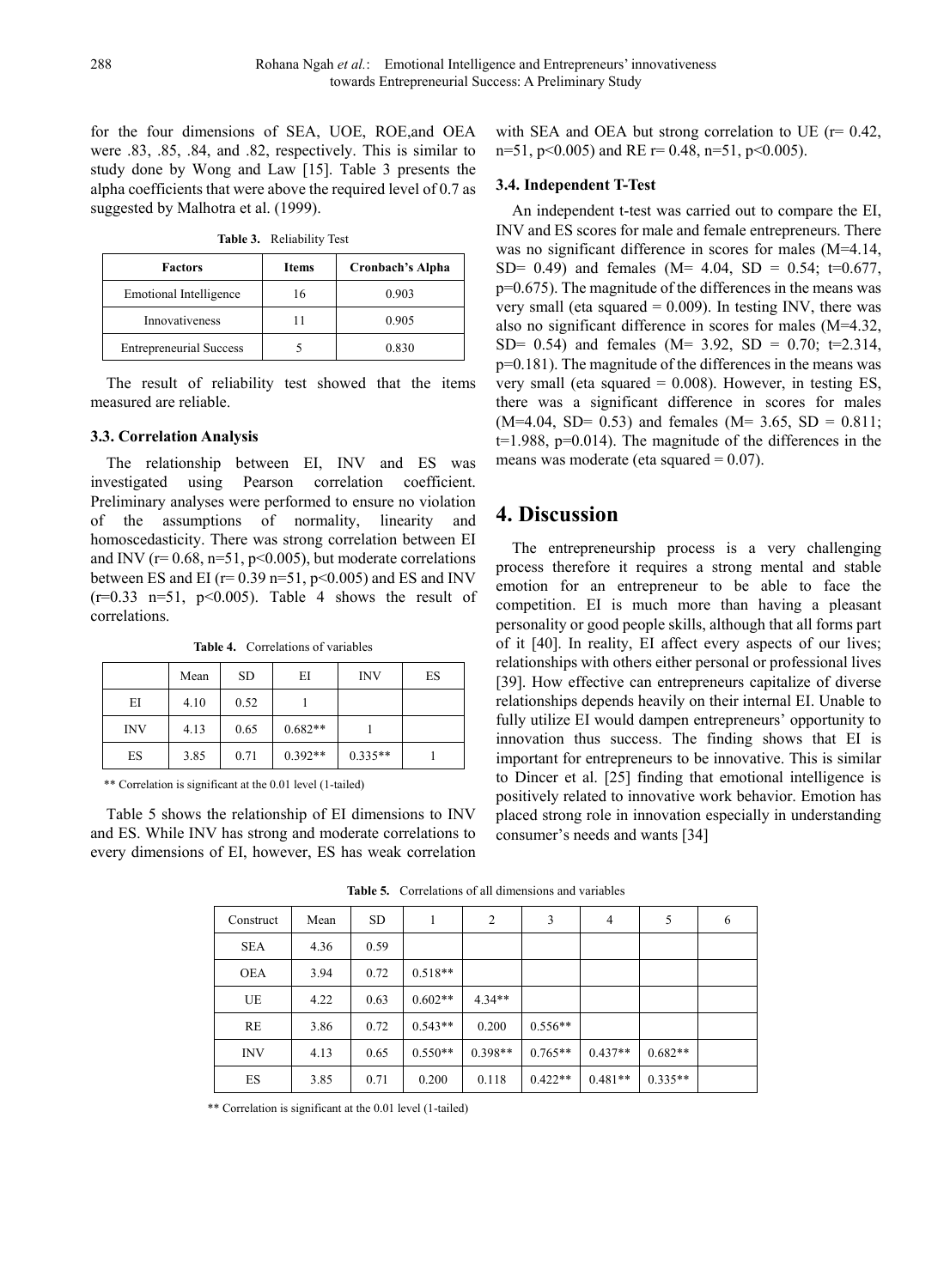for the four dimensions of SEA, UOE, ROE,and OEA were .83, .85, .84, and .82, respectively. This is similar to study done by Wong and Law [15]. Table 3 presents the alpha coefficients that were above the required level of 0.7 as suggested by Malhotra et al. (1999).

**Table 3.** Reliability Test

| Factors | Items | Cronbach's Alpha |
|---|---|---|
| Emotional Intelligence | 16 | 0.903 |
| Innovativeness | 11 | 0.905 |
| Entrepreneurial Success | 5 | 0.830 |

The result of reliability test showed that the items measured are reliable.

### 3.3. Correlation Analysis

The relationship between EI, INV and ES was investigated using Pearson correlation coefficient. Preliminary analyses were performed to ensure no violation of the assumptions of normality, linearity and homoscedasticity. There was strong correlation between EI and INV ($r= 0.68$, $n=51$, $p<0.005$), but moderate correlations between ES and EI ($r= 0.39$ $n=51$, $p<0.005$) and ES and INV ($r=0.33$ $n=51$, $p<0.005$). Table 4 shows the result of correlations.

**Table 4.** Correlations of variables

| | Mean | SD | EI | INV | ES |
|---|---|---|---|---|---|
| EI | 4.10 | 0.52 | 1 | | |
| INV | 4.13 | 0.65 | 0.682** | 1 | |
| ES | 3.85 | 0.71 | 0.392** | 0.335** | 1 |

** Correlation is significant at the 0.01 level (1-tailed)

Table 5 shows the relationship of EI dimensions to INV and ES. While INV has strong and moderate correlations to every dimensions of EI, however, ES has weak correlation with SEA and OEA but strong correlation to UE ($r= 0.42$, $n=51$, $p<0.005$) and RE $r= 0.48$, $n=51$, $p<0.005$).

### 3.4. Independent T-Test

An independent t-test was carried out to compare the EI, INV and ES scores for male and female entrepreneurs. There was no significant difference in scores for males ($M=4.14$, $SD= 0.49$) and females ($M= 4.04$, $SD = 0.54$; $t=0.677$, $p=0.675$). The magnitude of the differences in the means was very small (eta squared = 0.009). In testing INV, there was also no significant difference in scores for males ($M=4.32$, $SD= 0.54$) and females ($M= 3.92$, $SD = 0.70$; $t=2.314$, $p=0.181$). The magnitude of the differences in the means was very small (eta squared = 0.008). However, in testing ES, there was a significant difference in scores for males ($M=4.04$, $SD= 0.53$) and females ($M= 3.65$, $SD = 0.811$; $t=1.988$, $p=0.014$). The magnitude of the differences in the means was moderate (eta squared = 0.07).

## 4. Discussion

The entrepreneurship process is a very challenging process therefore it requires a strong mental and stable emotion for an entrepreneur to be able to face the competition. EI is much more than having a pleasant personality or good people skills, although that all forms part of it [40]. In reality, EI affect every aspects of our lives; relationships with others either personal or professional lives [39]. How effective can entrepreneurs capitalize of diverse relationships depends heavily on their internal EI. Unable to fully utilize EI would dampen entrepreneurs' opportunity to innovation thus success. The finding shows that EI is important for entrepreneurs to be innovative. This is similar to Dincer et al. [25] finding that emotional intelligence is positively related to innovative work behavior. Emotion has placed strong role in innovation especially in understanding consumer's needs and wants [34]

**Table 5.** Correlations of all dimensions and variables

| Construct | Mean | SD | 1 | 2 | 3 | 4 | 5 | 6 |
|---|---|---|---|---|---|---|---|---|
| SEA | 4.36 | 0.59 | | | | | | |
| OEA | 3.94 | 0.72 | 0.518** | | | | | |
| UE | 4.22 | 0.63 | 0.602** | 4.34** | | | | |
| RE | 3.86 | 0.72 | 0.543** | 0.200 | 0.556** | | | |
| INV | 4.13 | 0.65 | 0.550** | 0.398** | 0.765** | 0.437** | 0.682** | |
| ES | 3.85 | 0.71 | 0.200 | 0.118 | 0.422** | 0.481** | 0.335** | |

** Correlation is significant at the 0.01 level (1-tailed)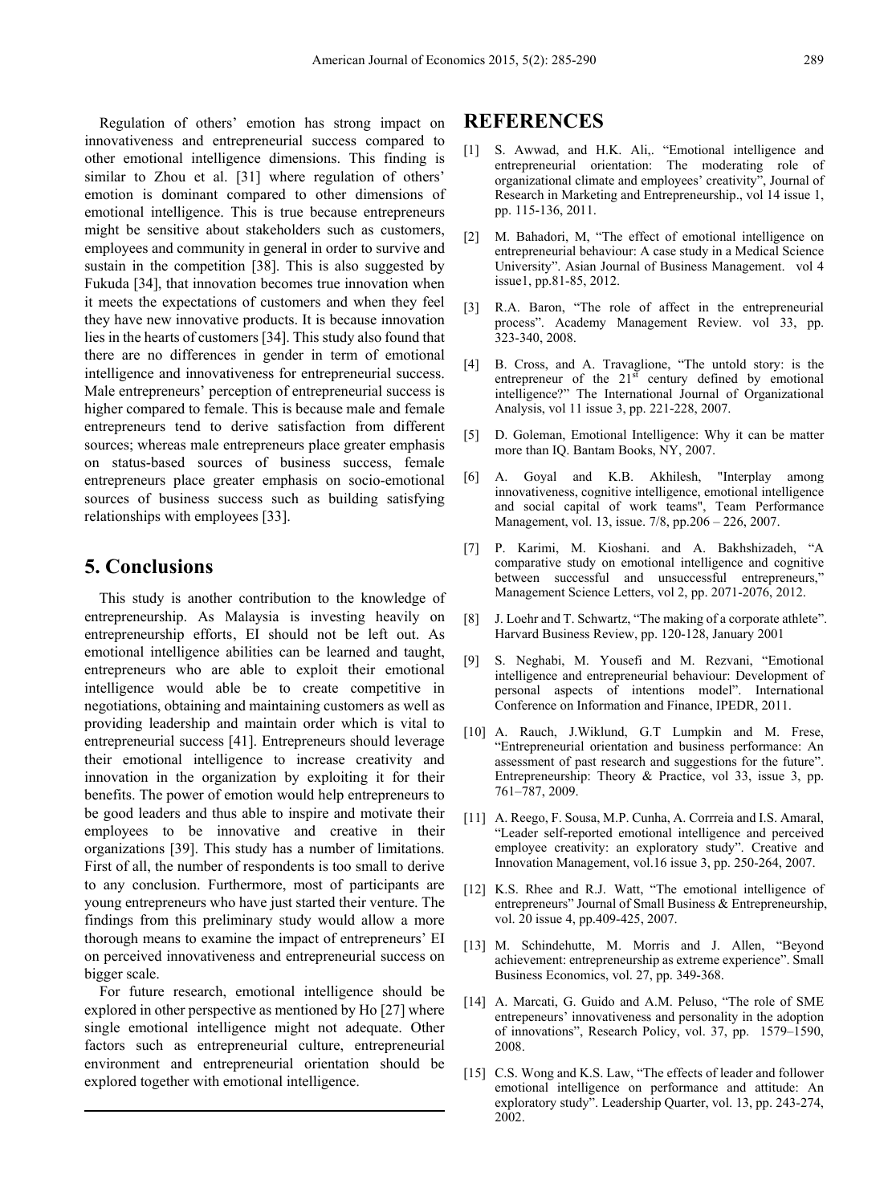Regulation of others' emotion has strong impact on innovativeness and entrepreneurial success compared to other emotional intelligence dimensions. This finding is similar to Zhou et al. [31] where regulation of others' emotion is dominant compared to other dimensions of emotional intelligence. This is true because entrepreneurs might be sensitive about stakeholders such as customers, employees and community in general in order to survive and sustain in the competition [38]. This is also suggested by Fukuda [34], that innovation becomes true innovation when it meets the expectations of customers and when they feel they have new innovative products. It is because innovation lies in the hearts of customers [34]. This study also found that there are no differences in gender in term of emotional intelligence and innovativeness for entrepreneurial success. Male entrepreneurs' perception of entrepreneurial success is higher compared to female. This is because male and female entrepreneurs tend to derive satisfaction from different sources; whereas male entrepreneurs place greater emphasis on status-based sources of business success, female entrepreneurs place greater emphasis on socio-emotional sources of business success such as building satisfying relationships with employees [33].

## 5. Conclusions

This study is another contribution to the knowledge of entrepreneurship. As Malaysia is investing heavily on entrepreneurship efforts, EI should not be left out. As emotional intelligence abilities can be learned and taught, entrepreneurs who are able to exploit their emotional intelligence would able be to create competitive in negotiations, obtaining and maintaining customers as well as providing leadership and maintain order which is vital to entrepreneurial success [41]. Entrepreneurs should leverage their emotional intelligence to increase creativity and innovation in the organization by exploiting it for their benefits. The power of emotion would help entrepreneurs to be good leaders and thus able to inspire and motivate their employees to be innovative and creative in their organizations [39]. This study has a number of limitations. First of all, the number of respondents is too small to derive to any conclusion. Furthermore, most of participants are young entrepreneurs who have just started their venture. The findings from this preliminary study would allow a more thorough means to examine the impact of entrepreneurs' EI on perceived innovativeness and entrepreneurial success on bigger scale.

For future research, emotional intelligence should be explored in other perspective as mentioned by Ho [27] where single emotional intelligence might not adequate. Other factors such as entrepreneurial culture, entrepreneurial environment and entrepreneurial orientation should be explored together with emotional intelligence.

## REFERENCES

[1] S. Awwad, and H.K. Ali,. "Emotional intelligence and entrepreneurial orientation: The moderating role of organizational climate and employees' creativity", Journal of Research in Marketing and Entrepreneurship., vol 14 issue 1, pp. 115-136, 2011.

[2] M. Bahadori, M, "The effect of emotional intelligence on entrepreneurial behaviour: A case study in a Medical Science University". Asian Journal of Business Management. vol 4 issue1, pp.81-85, 2012.

[3] R.A. Baron, "The role of affect in the entrepreneurial process". Academy Management Review. vol 33, pp. 323-340, 2008.

[4] B. Cross, and A. Travaglione, "The untold story: is the entrepreneur of the 21st century defined by emotional intelligence?" The International Journal of Organizational Analysis, vol 11 issue 3, pp. 221-228, 2007.

[5] D. Goleman, Emotional Intelligence: Why it can be matter more than IQ. Bantam Books, NY, 2007.

[6] A. Goyal and K.B. Akhilesh, "Interplay among innovativeness, cognitive intelligence, emotional intelligence and social capital of work teams", Team Performance Management, vol. 13, issue. 7/8, pp.206 – 226, 2007.

[7] P. Karimi, M. Kioshani. and A. Bakhshizadeh, "A comparative study on emotional intelligence and cognitive between successful and unsuccessful entrepreneurs," Management Science Letters, vol 2, pp. 2071-2076, 2012.

[8] J. Loehr and T. Schwartz, "The making of a corporate athlete". Harvard Business Review, pp. 120-128, January 2001

[9] S. Neghabi, M. Yousefi and M. Rezvani, "Emotional intelligence and entrepreneurial behaviour: Development of personal aspects of intentions model". International Conference on Information and Finance, IPEDR, 2011.

[10] A. Rauch, J.Wiklund, G.T Lumpkin and M. Frese, "Entrepreneurial orientation and business performance: An assessment of past research and suggestions for the future". Entrepreneurship: Theory & Practice, vol 33, issue 3, pp. 761–787, 2009.

[11] A. Reego, F. Sousa, M.P. Cunha, A. Corrreia and I.S. Amaral, "Leader self-reported emotional intelligence and perceived employee creativity: an exploratory study". Creative and Innovation Management, vol.16 issue 3, pp. 250-264, 2007.

[12] K.S. Rhee and R.J. Watt, "The emotional intelligence of entrepreneurs" Journal of Small Business & Entrepreneurship, vol. 20 issue 4, pp.409-425, 2007.

[13] M. Schindehutte, M. Morris and J. Allen, "Beyond achievement: entrepreneurship as extreme experience". Small Business Economics, vol. 27, pp. 349-368.

[14] A. Marcati, G. Guido and A.M. Peluso, "The role of SME entrepeneurs' innovativeness and personality in the adoption of innovations", Research Policy, vol. 37, pp. 1579–1590, 2008.

[15] C.S. Wong and K.S. Law, "The effects of leader and follower emotional intelligence on performance and attitude: An exploratory study". Leadership Quarter, vol. 13, pp. 243-274, 2002.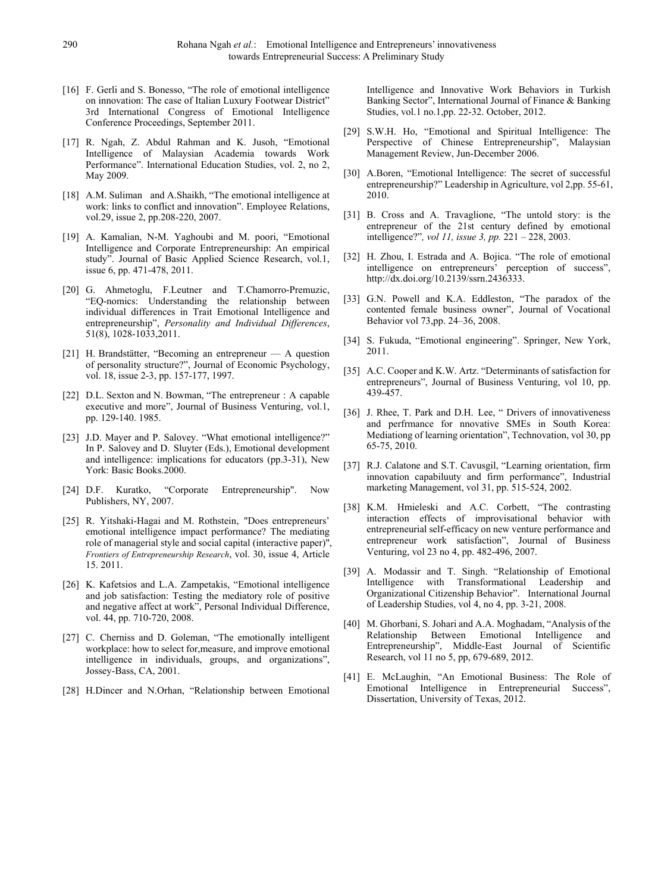[16] F. Gerli and S. Bonesso, “The role of emotional intelligence on innovation: The case of Italian Luxury Footwear District” 3rd International Congress of Emotional Intelligence Conference Proceedings, September 2011.

[17] R. Ngah, Z. Abdul Rahman and K. Jusoh, “Emotional Intelligence of Malaysian Academia towards Work Performance”. International Education Studies, vol. 2, no 2, May 2009.

[18] A.M. Suliman and A.Shaikh, “The emotional intelligence at work: links to conflict and innovation”. Employee Relations, vol.29, issue 2, pp.208-220, 2007.

[19] A. Kamalian, N-M. Yaghoubi and M. poori, “Emotional Intelligence and Corporate Entrepreneurship: An empirical study”. Journal of Basic Applied Science Research, vol.1, issue 6, pp. 471-478, 2011.

[20] G. Ahmetoglu, F.Leutner and T.Chamorro-Premuzic, “EQ-nomics: Understanding the relationship between individual differences in Trait Emotional Intelligence and entrepreneurship”, *Personality and Individual Differences*, 51(8), 1028-1033,2011.

[21] H. Brandstätter, “Becoming an entrepreneur — A question of personality structure?”, Journal of Economic Psychology, vol. 18, issue 2-3, pp. 157-177, 1997.

[22] D.L. Sexton and N. Bowman, “The entrepreneur : A capable executive and more”, Journal of Business Venturing, vol.1, pp. 129-140. 1985.

[23] J.D. Mayer and P. Salovey. “What emotional intelligence?” In P. Salovey and D. Sluyter (Eds.), Emotional development and intelligence: implications for educators (pp.3-31), New York: Basic Books.2000.

[24] D.F. Kuratko, “Corporate Entrepreneurship". Now Publishers, NY, 2007.

[25] R. Yitshaki-Hagai and M. Rothstein, "Does entrepreneurs' emotional intelligence impact performance? The mediating role of managerial style and social capital (interactive paper)", *Frontiers of Entrepreneurship Research*, vol. 30, issue 4, Article 15. 2011.

[26] K. Kafetsios and L.A. Zampetakis, “Emotional intelligence and job satisfaction: Testing the mediatory role of positive and negative affect at work”, Personal Individual Difference, vol. 44, pp. 710-720, 2008.

[27] C. Cherniss and D. Goleman, “The emotionally intelligent workplace: how to select for,measure, and improve emotional intelligence in individuals, groups, and organizations”, Jossey-Bass, CA, 2001.

[28] H.Dincer and N.Orhan, “Relationship between Emotional Intelligence and Innovative Work Behaviors in Turkish Banking Sector”, International Journal of Finance & Banking Studies, vol.1 no.1,pp. 22-32. October, 2012.

[29] S.W.H. Ho, “Emotional and Spiritual Intelligence: The Perspective of Chinese Entrepreneurship”, Malaysian Management Review, Jun-December 2006.

[30] A.Boren, “Emotional Intelligence: The secret of successful entrepreneurship?” Leadership in Agriculture, vol 2,pp. 55-61, 2010.

[31] B. Cross and A. Travaglione, “The untold story: is the entrepreneur of the 21st century defined by emotional intelligence?”*, vol 11, issue 3, pp.* 221 – 228, 2003.

[32] H. Zhou, I. Estrada and A. Bojica. “The role of emotional intelligence on entrepreneurs' perception of success”, http://dx.doi.org/10.2139/ssrn.2436333.

[33] G.N. Powell and K.A. Eddleston, “The paradox of the contented female business owner”, Journal of Vocational Behavior vol 73,pp. 24–36, 2008.

[34] S. Fukuda, “Emotional engineering”. Springer, New York, 2011.

[35] A.C. Cooper and K.W. Artz. “Determinants of satisfaction for entrepreneurs”, Journal of Business Venturing, vol 10, pp. 439-457.

[36] J. Rhee, T. Park and D.H. Lee, “ Drivers of innovativeness and perfrmance for nnovative SMEs in South Korea: Mediationg of learning orientation”, Technovation, vol 30, pp 65-75, 2010.

[37] R.J. Calatone and S.T. Cavusgil, “Learning orientation, firm innovation capabiluuty and firm performance”, Industrial marketing Management, vol 31, pp. 515-524, 2002.

[38] K.M. Hmieleski and A.C. Corbett, “The contrasting interaction effects of improvisational behavior with entrepreneurial self-efficacy on new venture performance and entrepreneur work satisfaction”, Journal of Business Venturing, vol 23 no 4, pp. 482-496, 2007.

[39] A. Modassir and T. Singh. “Relationship of Emotional Intelligence with Transformational Leadership and Organizational Citizenship Behavior”. International Journal of Leadership Studies, vol 4, no 4, pp. 3-21, 2008.

[40] M. Ghorbani, S. Johari and A.A. Moghadam, “Analysis of the Relationship Between Emotional Intelligence and Entrepreneurship”, Middle-East Journal of Scientific Research, vol 11 no 5, pp, 679-689, 2012.

[41] E. McLaughin, “An Emotional Business: The Role of Emotional Intelligence in Entrepreneurial Success”, Dissertation, University of Texas, 2012.